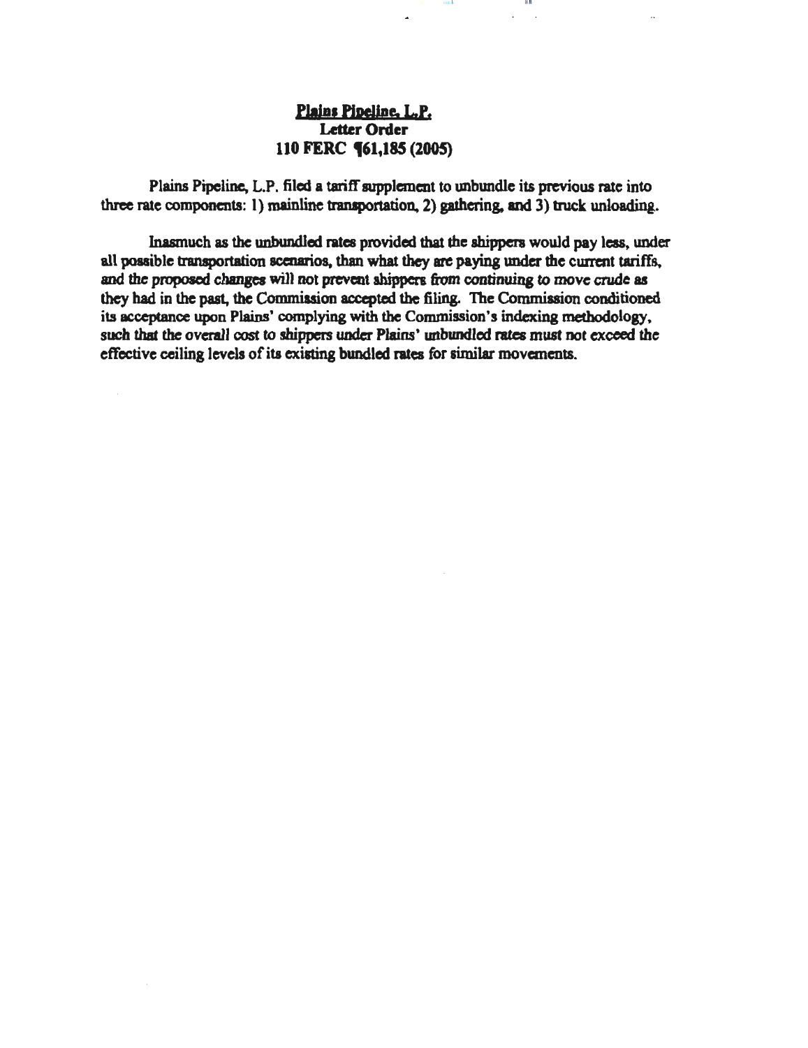**Plains Pipeline, L.P.**
**Letter Order**
**110 FERC ¶61,185 (2005)**

Plains Pipeline, L.P. filed a tariff supplement to unbundle its previous rate into three rate components: 1) mainline transportation, 2) gathering, and 3) truck unloading.

Inasmuch as the unbundled rates provided that the shippers would pay less, under all possible transportation scenarios, than what they are paying under the current tariffs, and the proposed changes will not prevent shippers from continuing to move crude as they had in the past, the Commission accepted the filing. The Commission conditioned its acceptance upon Plains' complying with the Commission's indexing methodology, such that the overall cost to shippers under Plains' unbundled rates must not exceed the effective ceiling levels of its existing bundled rates for similar movements.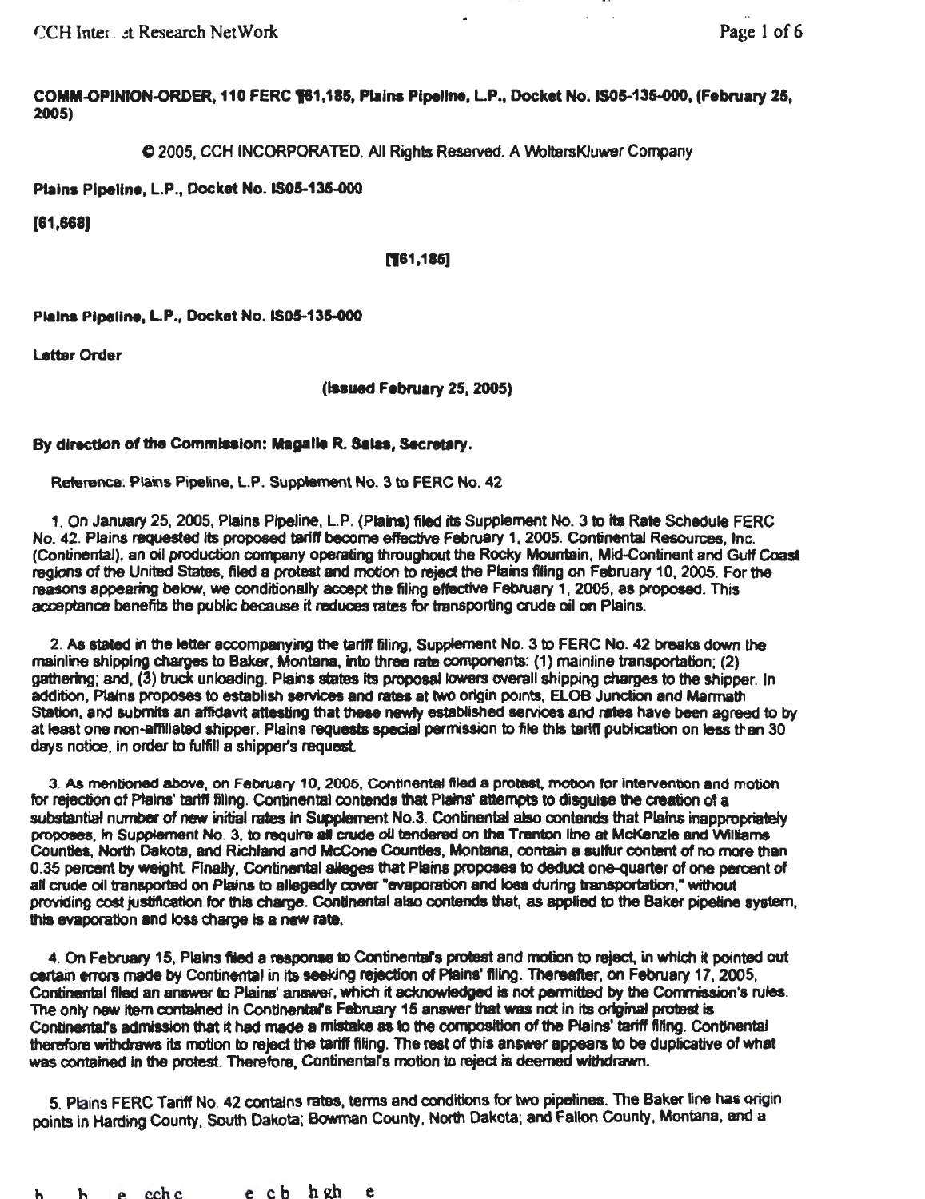**COMM-OPINION-ORDER, 110 FERC ¶61,185, Plains Pipeline, L.P., Docket No. IS05-135-000, (February 25, 2005)**

© 2005, CCH INCORPORATED. All Rights Reserved. A WoltersKluwer Company

**Plains Pipeline, L.P., Docket No. IS05-135-000**

**[61,668]**

**[¶61,185]**

**Plains Pipeline, L.P., Docket No. IS05-135-000**

**Letter Order**

**(Issued February 25, 2005)**

**By direction of the Commission: Magalie R. Salas, Secretary.**

Reference: Plains Pipeline, L.P. Supplement No. 3 to FERC No. 42

1. On January 25, 2005, Plains Pipeline, L.P. (Plains) filed its Supplement No. 3 to its Rate Schedule FERC No. 42. Plains requested its proposed tariff become effective February 1, 2005. Continental Resources, Inc. (Continental), an oil production company operating throughout the Rocky Mountain, Mid-Continent and Gulf Coast regions of the United States, filed a protest and motion to reject the Plains filing on February 10, 2005. For the reasons appearing below, we conditionally accept the filing effective February 1, 2005, as proposed. This acceptance benefits the public because it reduces rates for transporting crude oil on Plains.

2. As stated in the letter accompanying the tariff filing, Supplement No. 3 to FERC No. 42 breaks down the mainline shipping charges to Baker, Montana, into three rate components: (1) mainline transportation; (2) gathering; and, (3) truck unloading. Plains states its proposal lowers overall shipping charges to the shipper. In addition, Plains proposes to establish services and rates at two origin points, ELOB Junction and Marmath Station, and submits an affidavit attesting that these newly established services and rates have been agreed to by at least one non-affiliated shipper. Plains requests special permission to file this tariff publication on less than 30 days notice, in order to fulfill a shipper's request.

3. As mentioned above, on February 10, 2005, Continental filed a protest, motion for intervention and motion for rejection of Plains' tariff filing. Continental contends that Plains' attempts to disguise the creation of a substantial number of new initial rates in Supplement No.3. Continental also contends that Plains inappropriately proposes, in Supplement No. 3, to require all crude oil tendered on the Trenton line at McKenzie and Williams Counties, North Dakota, and Richland and McCone Counties, Montana, contain a sulfur content of no more than 0.35 percent by weight. Finally, Continental alleges that Plains proposes to deduct one-quarter of one percent of all crude oil transported on Plains to allegedly cover "evaporation and loss during transportation," without providing cost justification for this charge. Continental also contends that, as applied to the Baker pipeline system, this evaporation and loss charge is a new rate.

4. On February 15, Plains filed a response to Continental's protest and motion to reject, in which it pointed out certain errors made by Continental in its seeking rejection of Plains' filing. Thereafter, on February 17, 2005, Continental filed an answer to Plains' answer, which it acknowledged is not permitted by the Commission's rules. The only new item contained in Continental's February 15 answer that was not in its original protest is Continental's admission that it had made a mistake as to the composition of the Plains' tariff filing. Continental therefore withdraws its motion to reject the tariff filing. The rest of this answer appears to be duplicative of what was contained in the protest. Therefore, Continental's motion to reject is deemed withdrawn.

5. Plains FERC Tariff No. 42 contains rates, terms and conditions for two pipelines. The Baker line has origin points in Harding County, South Dakota; Bowman County, North Dakota; and Fallon County, Montana, and a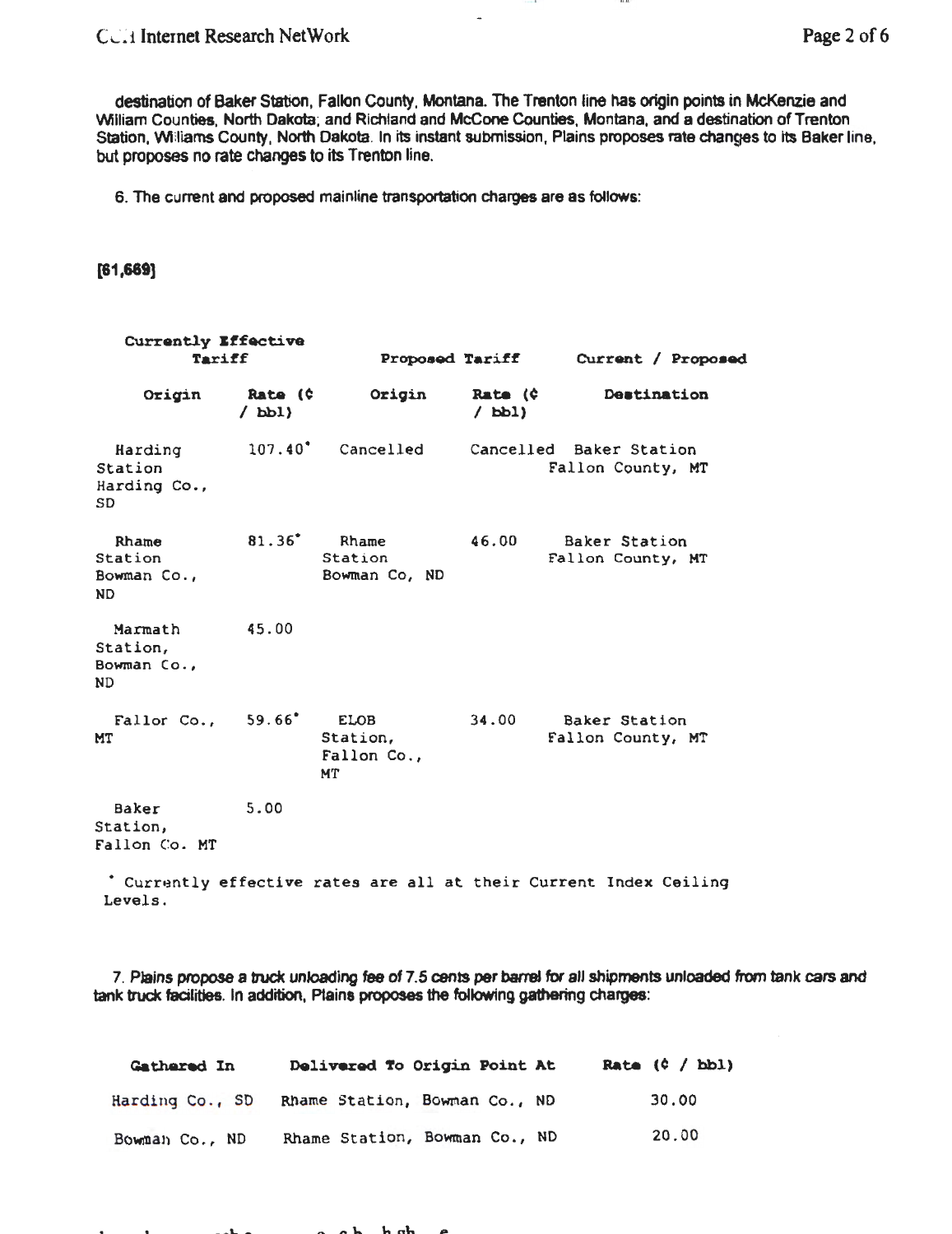destination of Baker Station, Fallon County, Montana. The Trenton line has origin points in McKenzie and William Counties, North Dakota; and Richland and McCone Counties, Montana, and a destination of Trenton Station, Williams County, North Dakota. In its instant submission, Plains proposes rate changes to its Baker line, but proposes no rate changes to its Trenton line.

6. The current and proposed mainline transportation charges are as follows:

[61,669]

| Currently Effective Tariff | | Proposed Tariff | | Current / Proposed |
|---|---|---|---|---|
| Origin | Rate (¢ / bbl) | Origin | Rate (¢ / bbl) | Destination |
| Harding Station Harding Co., SD | 107.40* | Cancelled | Cancelled | Baker Station Fallon County, MT |
| Rhame Station Bowman Co., ND | 81.36* | Rhame Station Bowman Co, ND | 46.00 | Baker Station Fallon County, MT |
| Marmath Station, Bowman Co., ND | 45.00 | | | |
| Fallor Co., MT | 59.66* | ELOB Station, Fallon Co., MT | 34.00 | Baker Station Fallon County, MT |
| Baker Station, Fallon Co. MT | 5.00 | | | |

* Currently effective rates are all at their Current Index Ceiling Levels.

7. Plains propose a truck unloading fee of 7.5 cents per barrel for all shipments unloaded from tank cars and tank truck facilities. In addition, Plains proposes the following gathering charges:

| Gathered In | Delivered To Origin Point At | Rate (¢ / bbl) |
|---|---|---|
| Harding Co., SD | Rhame Station, Bowman Co., ND | 30.00 |
| Bowman Co., ND | Rhame Station, Bowman Co., ND | 20.00 |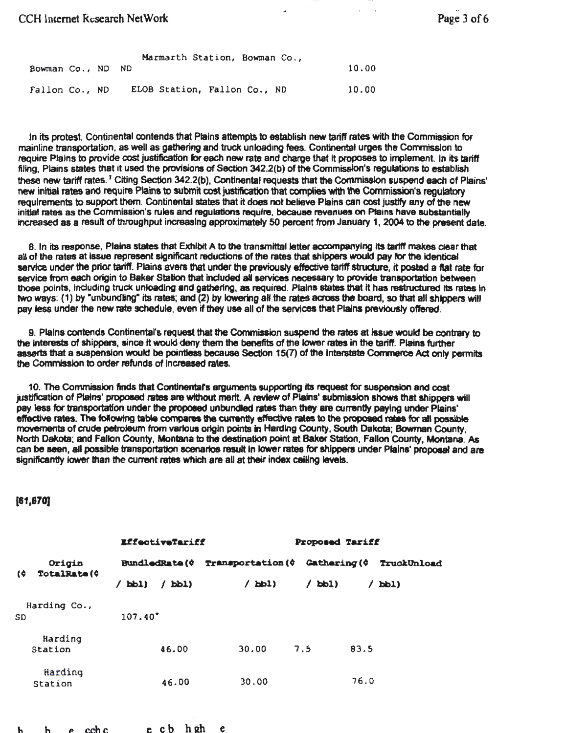| | | |
|---|---|---|
| Bowman Co., ND | Marmarth Station, Bowman Co., ND | 10.00 |
| Fallon Co., ND | ELOB Station, Fallon Co., ND | 10.00 |

In its protest, Continental contends that Plains attempts to establish new tariff rates with the Commission for mainline transportation, as well as gathering and truck unloading fees. Continental urges the Commission to require Plains to provide cost justification for each new rate and charge that it proposes to implement. In its tariff filing, Plains states that it used the provisions of Section 342.2(b) of the Commission's regulations to establish these new tariff rates.[7] Citing Section 342.2(b), Continental requests that the Commission suspend each of Plains' new initial rates and require Plains to submit cost justification that complies with the Commission's regulatory requirements to support them. Continental states that it does not believe Plains can cost justify any of the new initial rates as the Commission's rules and regulations require, because revenues on Plains have substantially increased as a result of throughput increasing approximately 50 percent from January 1, 2004 to the present date.

8. In its response, Plains states that Exhibit A to the transmittal letter accompanying its tariff makes clear that all of the rates at issue represent significant reductions of the rates that shippers would pay for the identical service under the prior tariff. Plains avers that under the previously effective tariff structure, it posted a flat rate for service from each origin to Baker Station that included all services necessary to provide transportation between those points, including truck unloading and gathering, as required. Plains states that it has restructured its rates in two ways: (1) by "unbundling" its rates; and (2) by lowering all the rates across the board, so that all shippers will pay less under the new rate schedule, even if they use all of the services that Plains previously offered.

9. Plains contends Continental's request that the Commission suspend the rates at issue would be contrary to the interests of shippers, since it would deny them the benefits of the lower rates in the tariff. Plains further asserts that a suspension would be pointless because Section 15(7) of the Interstate Commerce Act only permits the Commission to order refunds of increased rates.

10. The Commission finds that Continental's arguments supporting its request for suspension and cost justification of Plains' proposed rates are without merit. A review of Plains' submission shows that shippers will pay less for transportation under the proposed unbundled rates than they are currently paying under Plains' effective rates. The following table compares the currently effective rates to the proposed rates for all possible movements of crude petroleum from various origin points in Harding County, South Dakota; Bowman County, North Dakota; and Fallon County, Montana to the destination point at Baker Station, Fallon County, Montana. As can be seen, all possible transportation scenarios result in lower rates for shippers under Plains' proposal and are significantly lower than the current rates which are all at their index ceiling levels.

[61,670]

| Origin | Effective Tariff | Proposed Tariff | | | |
|---|---|---|---|---|---|
| | Bundled Rate (¢ / bbl) | Transportation (¢ / bbl) | Gathering (¢ / bbl) | Truck Unload (¢ / bbl) | Total Rate (¢ / bbl) |
| Harding Co., SD | 107.40* | | | | |
| Harding Station | | 46.00 | 30.00 | 7.5 | 83.5 |
| Harding Station | | 46.00 | 30.00 | | 76.0 |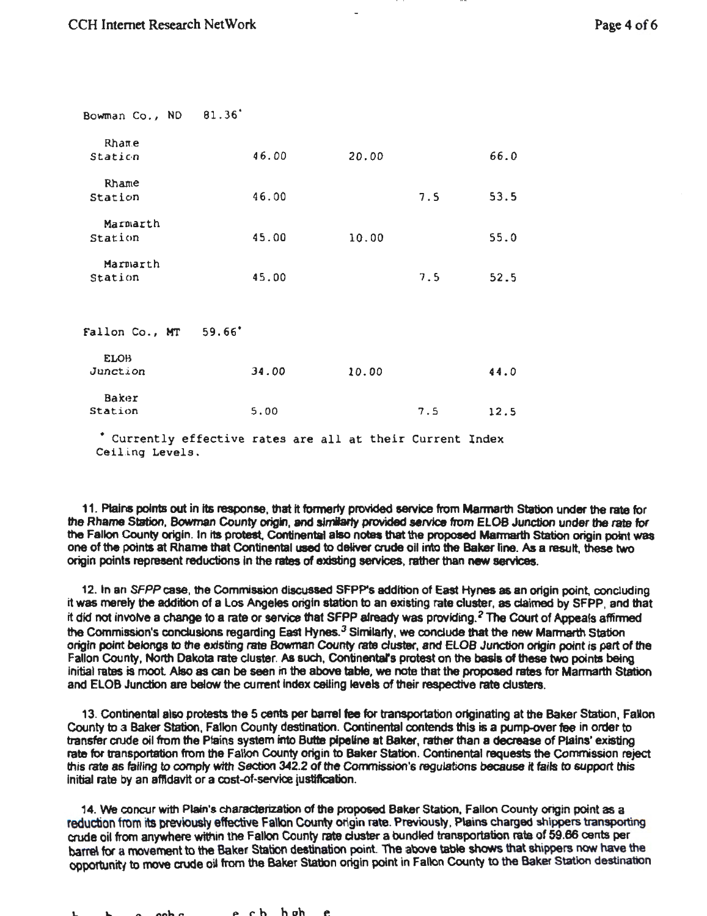| | | | | |
|---|---|---|---|---|
| Bowman Co., ND | 81.36* | | | |
| Rhame Station | 46.00 | 20.00 | | 66.0 |
| Rhame Station | 46.00 | | 7.5 | 53.5 |
| Marmarth Station | 45.00 | 10.00 | | 55.0 |
| Marmarth Station | 45.00 | | 7.5 | 52.5 |
| Fallon Co., MT | 59.66* | | | |
| ELOB Junction | 34.00 | 10.00 | | 44.0 |
| Baker Station | 5.00 | | 7.5 | 12.5 |

* Currently effective rates are all at their Current Index Ceiling Levels.

11. Plains points out in its response, that it formerly provided service from Marmarth Station under the rate for the Rhame Station, Bowman County origin, and similarly provided service from ELOB Junction under the rate for the Fallon County origin. In its protest, Continental also notes that the proposed Marmarth Station origin point was one of the points at Rhame that Continental used to deliver crude oil into the Baker line. As a result, these two origin points represent reductions in the rates of existing services, rather than new services.

12. In an *SFPP* case, the Commission discussed SFPP's addition of East Hynes as an origin point, concluding it was merely the addition of a Los Angeles origin station to an existing rate cluster, as claimed by SFPP, and that it did not involve a change to a rate or service that SFPP already was providing.[2] The Court of Appeals affirmed the Commission's conclusions regarding East Hynes.[3] Similarly, we conclude that the new Marmarth Station origin point belongs to the existing rate Bowman County rate cluster, and ELOB Junction origin point is part of the Fallon County, North Dakota rate cluster. As such, Continental's protest on the basis of these two points being initial rates is moot. Also as can be seen in the above table, we note that the proposed rates for Marmarth Station and ELOB Junction are below the current index ceiling levels of their respective rate clusters.

13. Continental also protests the 5 cents per barrel fee for transportation originating at the Baker Station, Fallon County to a Baker Station, Fallon County destination. Continental contends this is a pump-over fee in order to transfer crude oil from the Plains system into Butte pipeline at Baker, rather than a decrease of Plains' existing rate for transportation from the Fallon County origin to Baker Station. Continental requests the Commission reject this rate as failing to comply with Section 342.2 of the Commission's regulations because it fails to support this initial rate by an affidavit or a cost-of-service justification.

14. We concur with Plain's characterization of the proposed Baker Station, Fallon County origin point as a reduction from its previously effective Fallon County origin rate. Previously, Plains charged shippers transporting crude oil from anywhere within the Fallon County rate cluster a bundled transportation rate of 59.66 cents per barrel for a movement to the Baker Station destination point. The above table shows that shippers now have the opportunity to move crude oil from the Baker Station origin point in Fallon County to the Baker Station destination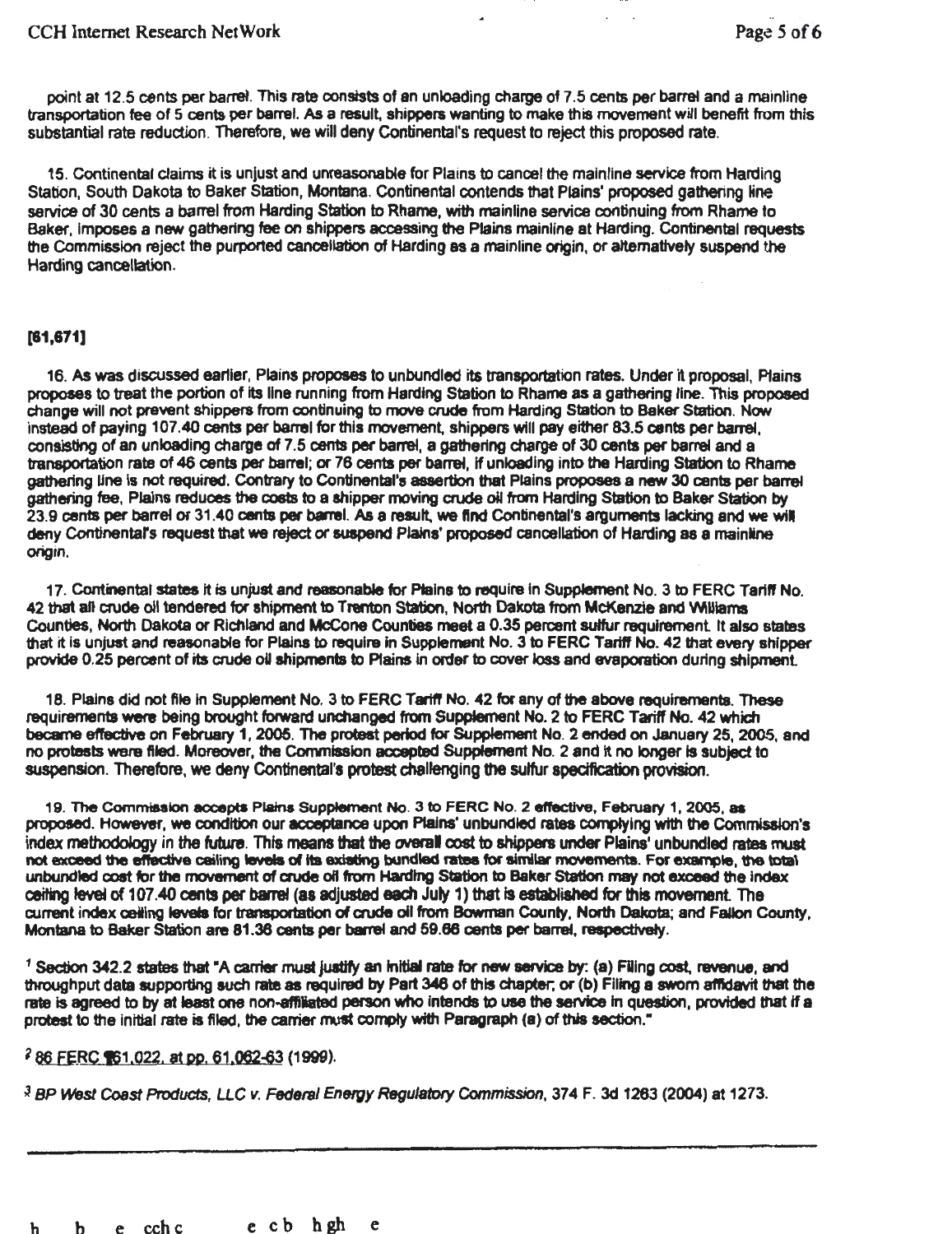point at 12.5 cents per barrel. This rate consists of an unloading charge of 7.5 cents per barrel and a mainline transportation fee of 5 cents per barrel. As a result, shippers wanting to make this movement will benefit from this substantial rate reduction. Therefore, we will deny Continental's request to reject this proposed rate.

15. Continental claims it is unjust and unreasonable for Plains to cancel the mainline service from Harding Station, South Dakota to Baker Station, Montana. Continental contends that Plains' proposed gathering line service of 30 cents a barrel from Harding Station to Rhame, with mainline service continuing from Rhame to Baker, imposes a new gathering fee on shippers accessing the Plains mainline at Harding. Continental requests the Commission reject the purported cancellation of Harding as a mainline origin, or alternatively suspend the Harding cancellation.

[61,671]

16. As was discussed earlier, Plains proposes to unbundled its transportation rates. Under it proposal, Plains proposes to treat the portion of its line running from Harding Station to Rhame as a gathering line. This proposed change will not prevent shippers from continuing to move crude from Harding Station to Baker Station. Now instead of paying 107.40 cents per barrel for this movement, shippers will pay either 83.5 cents per barrel, consisting of an unloading charge of 7.5 cents per barrel, a gathering charge of 30 cents per barrel and a transportation rate of 46 cents per barrel; or 76 cents per barrel, if unloading into the Harding Station to Rhame gathering line is not required. Contrary to Continental's assertion that Plains proposes a new 30 cents per barrel gathering fee, Plains reduces the costs to a shipper moving crude oil from Harding Station to Baker Station by 23.9 cents per barrel or 31.40 cents per barrel. As a result, we find Continental's arguments lacking and we will deny Continental's request that we reject or suspend Plains' proposed cancellation of Harding as a mainline origin.

17. Continental states it is unjust and reasonable for Plains to require in Supplement No. 3 to FERC Tariff No. 42 that all crude oil tendered for shipment to Trenton Station, North Dakota from McKenzie and Williams Counties, North Dakota or Richland and McCone Counties meet a 0.35 percent sulfur requirement. It also states that it is unjust and reasonable for Plains to require in Supplement No. 3 to FERC Tariff No. 42 that every shipper provide 0.25 percent of its crude oil shipments to Plains in order to cover loss and evaporation during shipment.

18. Plains did not file in Supplement No. 3 to FERC Tariff No. 42 for any of the above requirements. These requirements were being brought forward unchanged from Supplement No. 2 to FERC Tariff No. 42 which became effective on February 1, 2005. The protest period for Supplement No. 2 ended on January 25, 2005, and no protests were filed. Moreover, the Commission accepted Supplement No. 2 and it no longer is subject to suspension. Therefore, we deny Continental's protest challenging the sulfur specification provision.

19. The Commission accepts Plains Supplement No. 3 to FERC No. 2 effective, February 1, 2005, as proposed. However, we condition our acceptance upon Plains' unbundled rates complying with the Commission's index methodology in the future. This means that the overall cost to shippers under Plains' unbundled rates must not exceed the effective ceiling levels of its existing bundled rates for similar movements. For example, the total unbundled cost for the movement of crude oil from Harding Station to Baker Station may not exceed the index ceiling level of 107.40 cents per barrel (as adjusted each July 1) that is established for this movement. The current index ceiling levels for transportation of crude oil from Bowman County, North Dakota; and Fallon County, Montana to Baker Station are 81.36 cents per barrel and 59.66 cents per barrel, respectively.

[1] Section 342.2 states that "A carrier must justify an initial rate for new service by: (a) Filing cost, revenue, and throughput data supporting such rate as required by Part 346 of this chapter; or (b) Filing a sworn affidavit that the rate is agreed to by at least one non-affiliated person who intends to use the service in question, provided that if a protest to the initial rate is filed, the carrier must comply with Paragraph (a) of this section."

[2] 86 FERC ¶61,022, at pp. 61,062-63 (1999).

[3] *BP West Coast Products, LLC v. Federal Energy Regulatory Commission*, 374 F. 3d 1263 (2004) at 1273.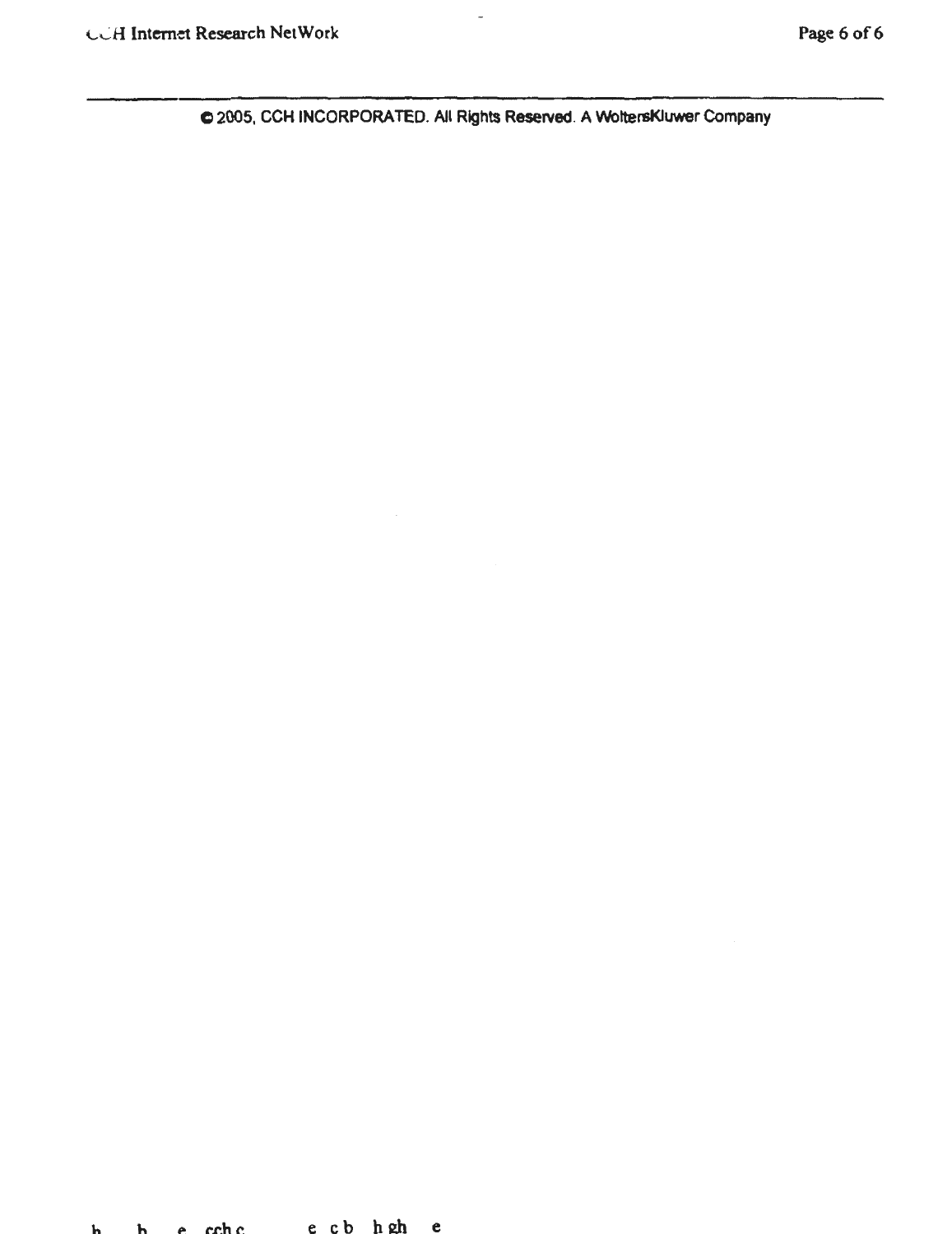© 2005, CCH INCORPORATED. All Rights Reserved. A WoltersKluwer Company